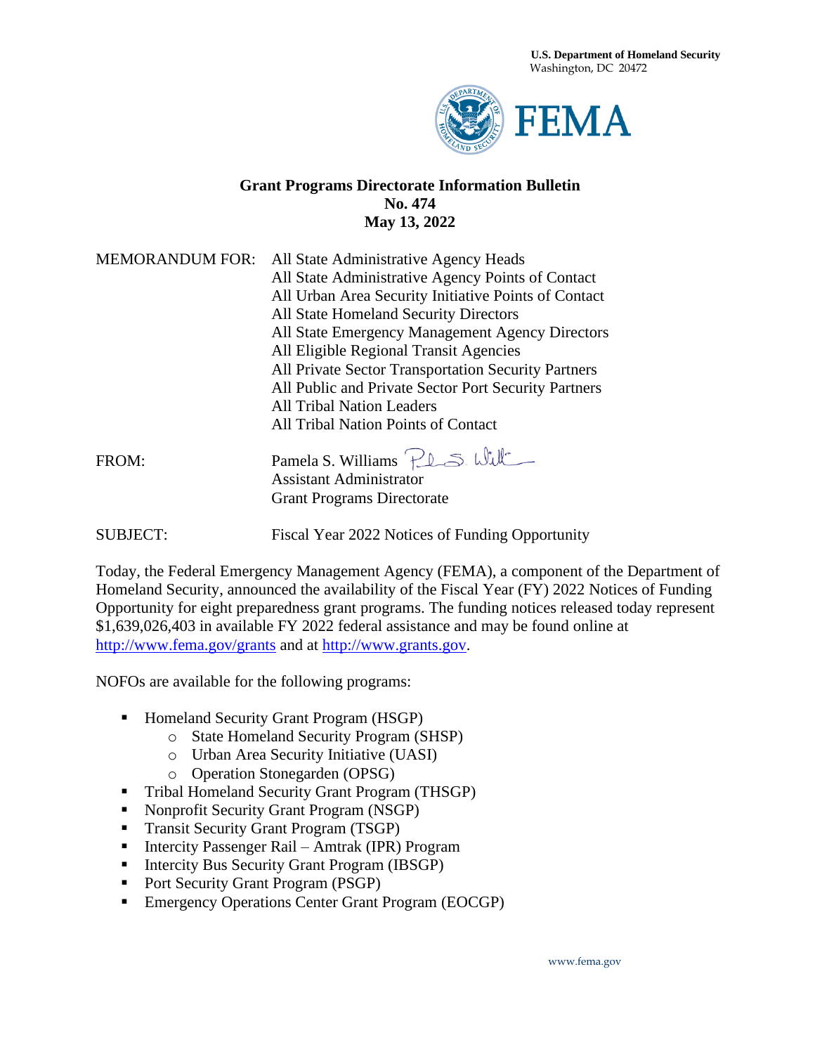**U.S. Department of Homeland Security**
Washington, DC 20472

FEMA

# Grant Programs Directorate Information Bulletin
## No. 474
## May 13, 2022

MEMORANDUM FOR: All State Administrative Agency Heads
All State Administrative Agency Points of Contact
All Urban Area Security Initiative Points of Contact
All State Homeland Security Directors
All State Emergency Management Agency Directors
All Eligible Regional Transit Agencies
All Private Sector Transportation Security Partners
All Public and Private Sector Port Security Partners
All Tribal Nation Leaders
All Tribal Nation Points of Contact

FROM: Pamela S. Williams
Assistant Administrator
Grant Programs Directorate

SUBJECT: Fiscal Year 2022 Notices of Funding Opportunity

Today, the Federal Emergency Management Agency (FEMA), a component of the Department of Homeland Security, announced the availability of the Fiscal Year (FY) 2022 Notices of Funding Opportunity for eight preparedness grant programs. The funding notices released today represent $1,639,026,403 in available FY 2022 federal assistance and may be found online at http://www.fema.gov/grants and at http://www.grants.gov.

NOFOs are available for the following programs:

- Homeland Security Grant Program (HSGP)
  - State Homeland Security Program (SHSP)
  - Urban Area Security Initiative (UASI)
  - Operation Stonegarden (OPSG)
- Tribal Homeland Security Grant Program (THSGP)
- Nonprofit Security Grant Program (NSGP)
- Transit Security Grant Program (TSGP)
- Intercity Passenger Rail – Amtrak (IPR) Program
- Intercity Bus Security Grant Program (IBSGP)
- Port Security Grant Program (PSGP)
- Emergency Operations Center Grant Program (EOCGP)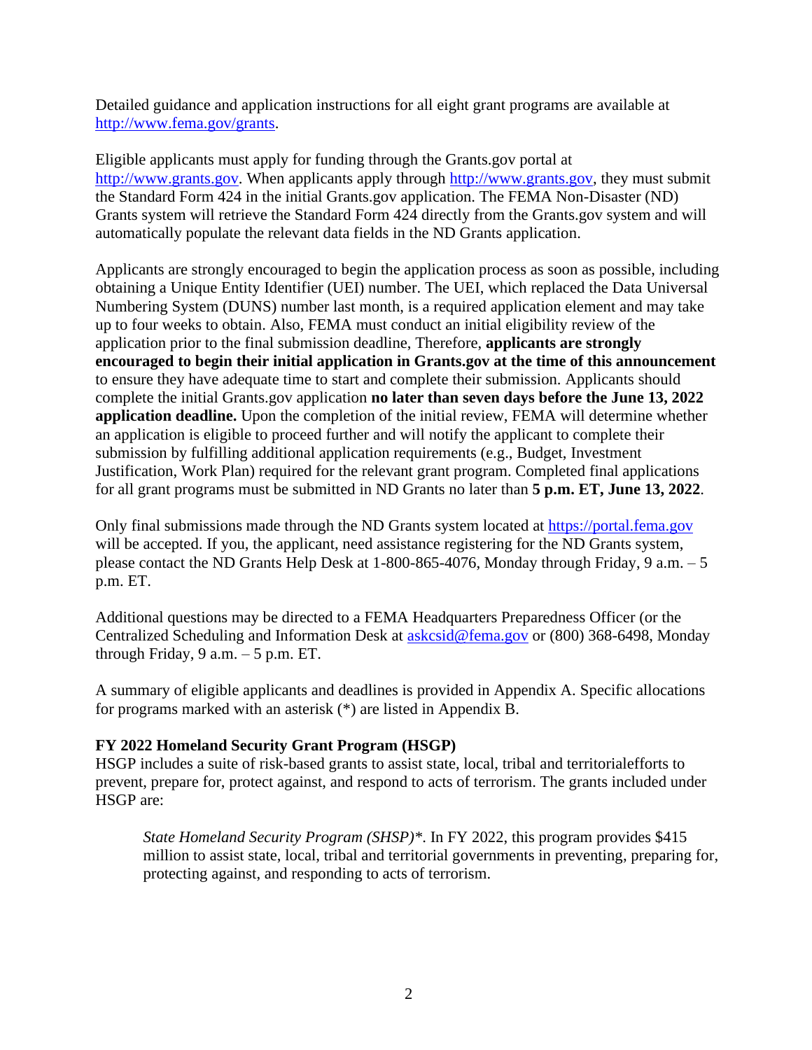Detailed guidance and application instructions for all eight grant programs are available at [http://www.fema.gov/grants](http://www.fema.gov/grants).

Eligible applicants must apply for funding through the Grants.gov portal at [http://www.grants.gov](http://www.grants.gov). When applicants apply through [http://www.grants.gov](http://www.grants.gov), they must submit the Standard Form 424 in the initial Grants.gov application. The FEMA Non-Disaster (ND) Grants system will retrieve the Standard Form 424 directly from the Grants.gov system and will automatically populate the relevant data fields in the ND Grants application.

Applicants are strongly encouraged to begin the application process as soon as possible, including obtaining a Unique Entity Identifier (UEI) number. The UEI, which replaced the Data Universal Numbering System (DUNS) number last month, is a required application element and may take up to four weeks to obtain. Also, FEMA must conduct an initial eligibility review of the application prior to the final submission deadline, Therefore, **applicants are strongly encouraged to begin their initial application in Grants.gov at the time of this announcement** to ensure they have adequate time to start and complete their submission. Applicants should complete the initial Grants.gov application **no later than seven days before the June 13, 2022 application deadline.** Upon the completion of the initial review, FEMA will determine whether an application is eligible to proceed further and will notify the applicant to complete their submission by fulfilling additional application requirements (e.g., Budget, Investment Justification, Work Plan) required for the relevant grant program. Completed final applications for all grant programs must be submitted in ND Grants no later than **5 p.m. ET, June 13, 2022**.

Only final submissions made through the ND Grants system located at [https://portal.fema.gov](https://portal.fema.gov) will be accepted. If you, the applicant, need assistance registering for the ND Grants system, please contact the ND Grants Help Desk at 1-800-865-4076, Monday through Friday, 9 a.m. – 5 p.m. ET.

Additional questions may be directed to a FEMA Headquarters Preparedness Officer (or the Centralized Scheduling and Information Desk at [askcsid@fema.gov](mailto:askcsid@fema.gov) or (800) 368-6498, Monday through Friday, 9 a.m. – 5 p.m. ET.

A summary of eligible applicants and deadlines is provided in Appendix A. Specific allocations for programs marked with an asterisk (*) are listed in Appendix B.

**FY 2022 Homeland Security Grant Program (HSGP)**

HSGP includes a suite of risk-based grants to assist state, local, tribal and territorialefforts to prevent, prepare for, protect against, and respond to acts of terrorism. The grants included under HSGP are:

> *State Homeland Security Program (SHSP)\*.* In FY 2022, this program provides $415 million to assist state, local, tribal and territorial governments in preventing, preparing for, protecting against, and responding to acts of terrorism.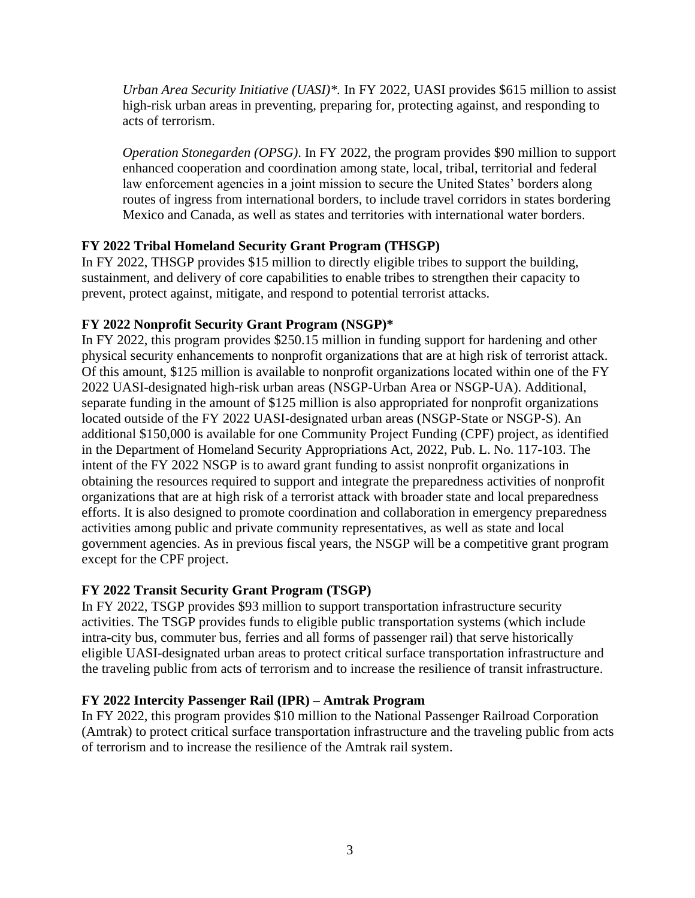*Urban Area Security Initiative (UASI)\*.* In FY 2022, UASI provides $615 million to assist high-risk urban areas in preventing, preparing for, protecting against, and responding to acts of terrorism.

*Operation Stonegarden (OPSG)*. In FY 2022, the program provides $90 million to support enhanced cooperation and coordination among state, local, tribal, territorial and federal law enforcement agencies in a joint mission to secure the United States' borders along routes of ingress from international borders, to include travel corridors in states bordering Mexico and Canada, as well as states and territories with international water borders.

**FY 2022 Tribal Homeland Security Grant Program (THSGP)**

In FY 2022, THSGP provides $15 million to directly eligible tribes to support the building, sustainment, and delivery of core capabilities to enable tribes to strengthen their capacity to prevent, protect against, mitigate, and respond to potential terrorist attacks.

**FY 2022 Nonprofit Security Grant Program (NSGP)\***

In FY 2022, this program provides $250.15 million in funding support for hardening and other physical security enhancements to nonprofit organizations that are at high risk of terrorist attack. Of this amount, $125 million is available to nonprofit organizations located within one of the FY 2022 UASI-designated high-risk urban areas (NSGP-Urban Area or NSGP-UA). Additional, separate funding in the amount of $125 million is also appropriated for nonprofit organizations located outside of the FY 2022 UASI-designated urban areas (NSGP-State or NSGP-S). An additional $150,000 is available for one Community Project Funding (CPF) project, as identified in the Department of Homeland Security Appropriations Act, 2022, Pub. L. No. 117-103. The intent of the FY 2022 NSGP is to award grant funding to assist nonprofit organizations in obtaining the resources required to support and integrate the preparedness activities of nonprofit organizations that are at high risk of a terrorist attack with broader state and local preparedness efforts. It is also designed to promote coordination and collaboration in emergency preparedness activities among public and private community representatives, as well as state and local government agencies. As in previous fiscal years, the NSGP will be a competitive grant program except for the CPF project.

**FY 2022 Transit Security Grant Program (TSGP)**

In FY 2022, TSGP provides $93 million to support transportation infrastructure security activities. The TSGP provides funds to eligible public transportation systems (which include intra-city bus, commuter bus, ferries and all forms of passenger rail) that serve historically eligible UASI-designated urban areas to protect critical surface transportation infrastructure and the traveling public from acts of terrorism and to increase the resilience of transit infrastructure.

**FY 2022 Intercity Passenger Rail (IPR) – Amtrak Program**

In FY 2022, this program provides $10 million to the National Passenger Railroad Corporation (Amtrak) to protect critical surface transportation infrastructure and the traveling public from acts of terrorism and to increase the resilience of the Amtrak rail system.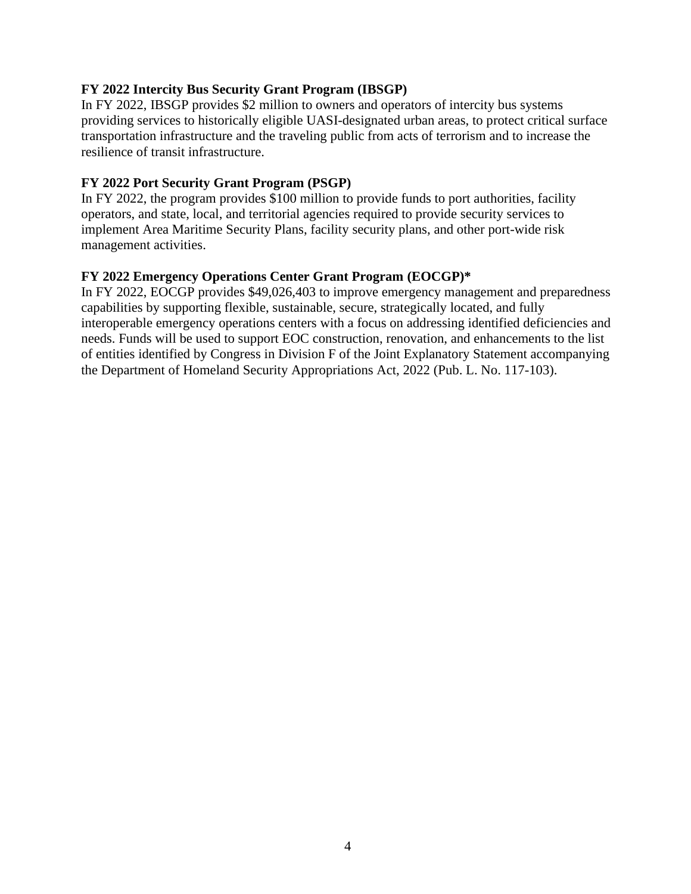**FY 2022 Intercity Bus Security Grant Program (IBSGP)**

In FY 2022, IBSGP provides $2 million to owners and operators of intercity bus systems providing services to historically eligible UASI-designated urban areas, to protect critical surface transportation infrastructure and the traveling public from acts of terrorism and to increase the resilience of transit infrastructure.

**FY 2022 Port Security Grant Program (PSGP)**

In FY 2022, the program provides $100 million to provide funds to port authorities, facility operators, and state, local, and territorial agencies required to provide security services to implement Area Maritime Security Plans, facility security plans, and other port-wide risk management activities.

**FY 2022 Emergency Operations Center Grant Program (EOCGP)***

In FY 2022, EOCGP provides $49,026,403 to improve emergency management and preparedness capabilities by supporting flexible, sustainable, secure, strategically located, and fully interoperable emergency operations centers with a focus on addressing identified deficiencies and needs. Funds will be used to support EOC construction, renovation, and enhancements to the list of entities identified by Congress in Division F of the Joint Explanatory Statement accompanying the Department of Homeland Security Appropriations Act, 2022 (Pub. L. No. 117-103).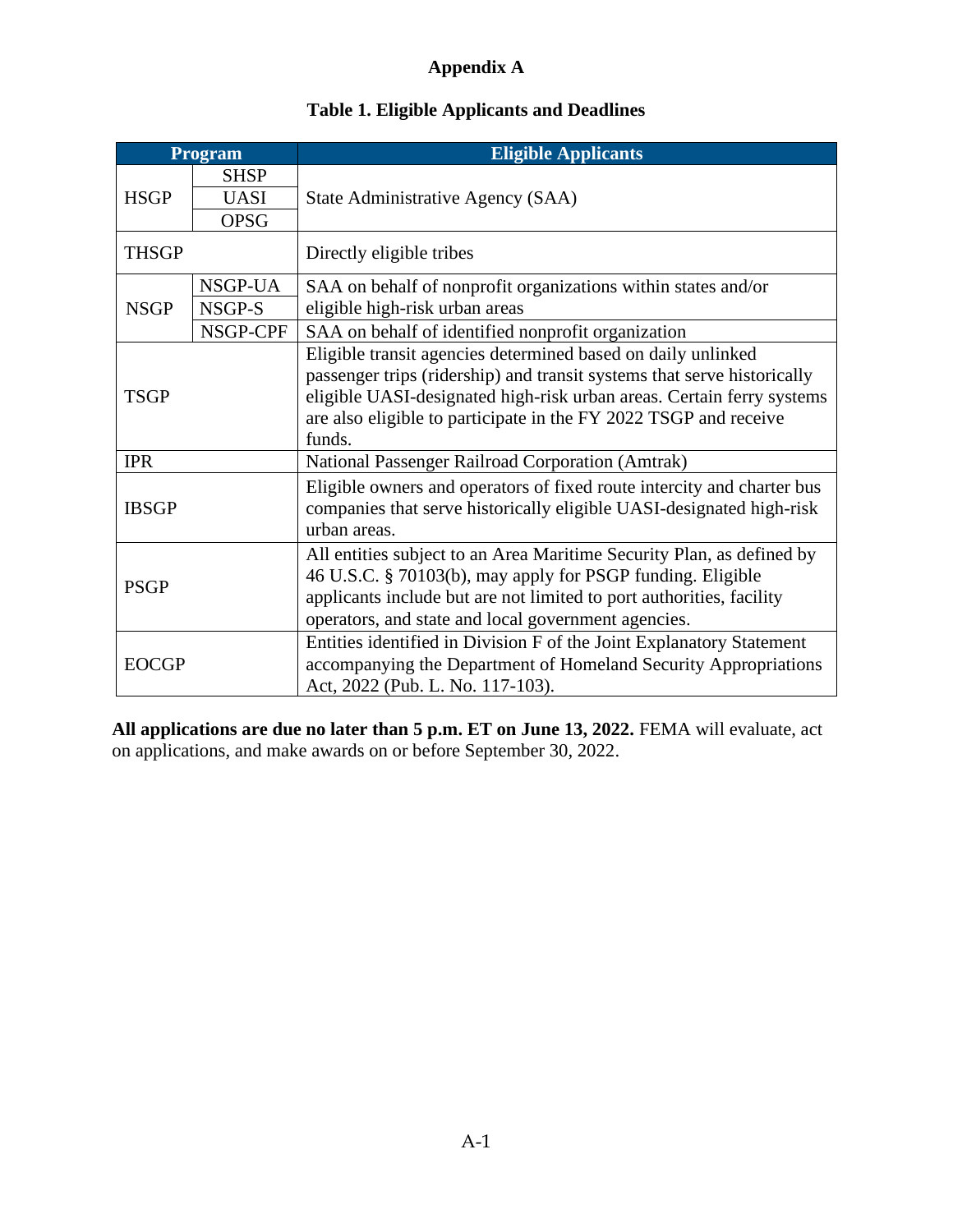# Appendix A

## Table 1. Eligible Applicants and Deadlines

| Program | | Eligible Applicants |
|---|---|---|
| HSGP | SHSP | State Administrative Agency (SAA) |
| | UASI | |
| | OPSG | |
| THSGP | | Directly eligible tribes |
| NSGP | NSGP-UA | SAA on behalf of nonprofit organizations within states and/or eligible high-risk urban areas |
| | NSGP-S | |
| | NSGP-CPF | SAA on behalf of identified nonprofit organization |
| TSGP | | Eligible transit agencies determined based on daily unlinked passenger trips (ridership) and transit systems that serve historically eligible UASI-designated high-risk urban areas. Certain ferry systems are also eligible to participate in the FY 2022 TSGP and receive funds. |
| IPR | | National Passenger Railroad Corporation (Amtrak) |
| IBSGP | | Eligible owners and operators of fixed route intercity and charter bus companies that serve historically eligible UASI-designated high-risk urban areas. |
| PSGP | | All entities subject to an Area Maritime Security Plan, as defined by 46 U.S.C. § 70103(b), may apply for PSGP funding. Eligible applicants include but are not limited to port authorities, facility operators, and state and local government agencies. |
| EOCGP | | Entities identified in Division F of the Joint Explanatory Statement accompanying the Department of Homeland Security Appropriations Act, 2022 (Pub. L. No. 117-103). |

**All applications are due no later than 5 p.m. ET on June 13, 2022.** FEMA will evaluate, act on applications, and make awards on or before September 30, 2022.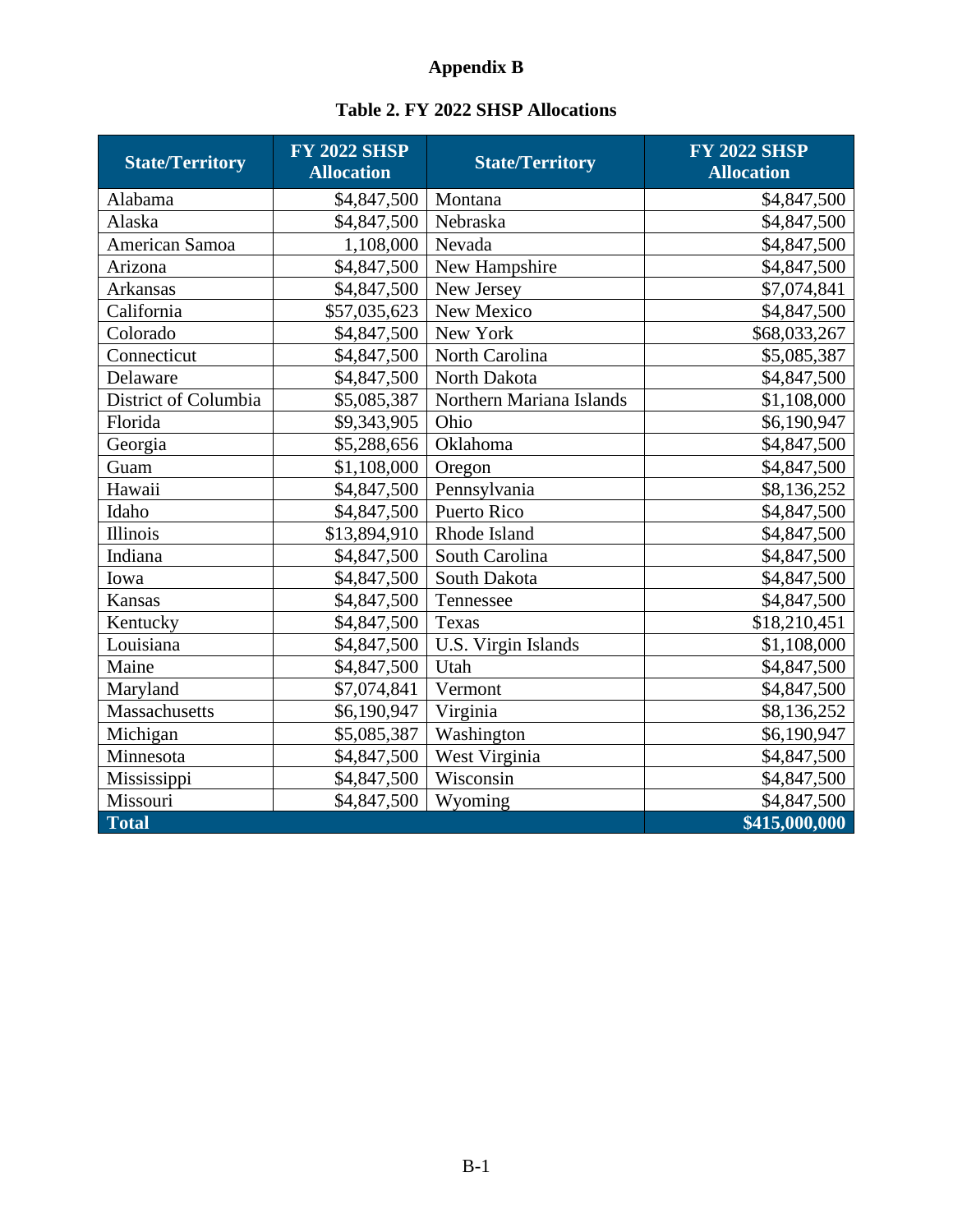# Appendix B

## Table 2. FY 2022 SHSP Allocations

| State/Territory | FY 2022 SHSP Allocation | State/Territory | FY 2022 SHSP Allocation |
|---|---|---|---|
| Alabama | $4,847,500 | Montana | $4,847,500 |
| Alaska | $4,847,500 | Nebraska | $4,847,500 |
| American Samoa | 1,108,000 | Nevada | $4,847,500 |
| Arizona | $4,847,500 | New Hampshire | $4,847,500 |
| Arkansas | $4,847,500 | New Jersey | $7,074,841 |
| California | $57,035,623 | New Mexico | $4,847,500 |
| Colorado | $4,847,500 | New York | $68,033,267 |
| Connecticut | $4,847,500 | North Carolina | $5,085,387 |
| Delaware | $4,847,500 | North Dakota | $4,847,500 |
| District of Columbia | $5,085,387 | Northern Mariana Islands | $1,108,000 |
| Florida | $9,343,905 | Ohio | $6,190,947 |
| Georgia | $5,288,656 | Oklahoma | $4,847,500 |
| Guam | $1,108,000 | Oregon | $4,847,500 |
| Hawaii | $4,847,500 | Pennsylvania | $8,136,252 |
| Idaho | $4,847,500 | Puerto Rico | $4,847,500 |
| Illinois | $13,894,910 | Rhode Island | $4,847,500 |
| Indiana | $4,847,500 | South Carolina | $4,847,500 |
| Iowa | $4,847,500 | South Dakota | $4,847,500 |
| Kansas | $4,847,500 | Tennessee | $4,847,500 |
| Kentucky | $4,847,500 | Texas | $18,210,451 |
| Louisiana | $4,847,500 | U.S. Virgin Islands | $1,108,000 |
| Maine | $4,847,500 | Utah | $4,847,500 |
| Maryland | $7,074,841 | Vermont | $4,847,500 |
| Massachusetts | $6,190,947 | Virginia | $8,136,252 |
| Michigan | $5,085,387 | Washington | $6,190,947 |
| Minnesota | $4,847,500 | West Virginia | $4,847,500 |
| Mississippi | $4,847,500 | Wisconsin | $4,847,500 |
| Missouri | $4,847,500 | Wyoming | $4,847,500 |
| **Total** | | | **$415,000,000** |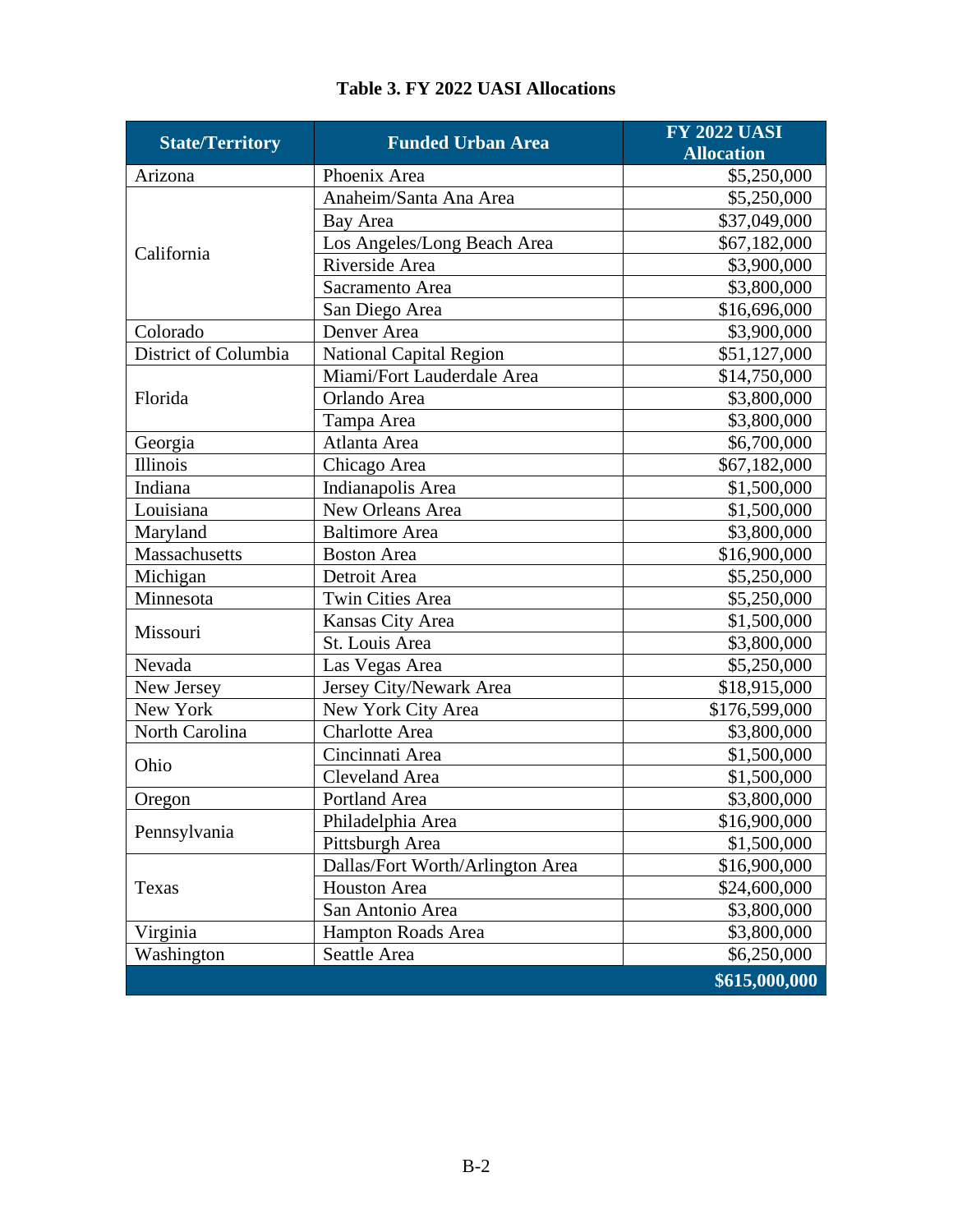**Table 3. FY 2022 UASI Allocations**

| State/Territory | Funded Urban Area | FY 2022 UASI Allocation |
|---|---|---|
| Arizona | Phoenix Area | $5,250,000 |
| California | Anaheim/Santa Ana Area | $5,250,000 |
| | Bay Area | $37,049,000 |
| | Los Angeles/Long Beach Area | $67,182,000 |
| | Riverside Area | $3,900,000 |
| | Sacramento Area | $3,800,000 |
| | San Diego Area | $16,696,000 |
| Colorado | Denver Area | $3,900,000 |
| District of Columbia | National Capital Region | $51,127,000 |
| Florida | Miami/Fort Lauderdale Area | $14,750,000 |
| | Orlando Area | $3,800,000 |
| | Tampa Area | $3,800,000 |
| Georgia | Atlanta Area | $6,700,000 |
| Illinois | Chicago Area | $67,182,000 |
| Indiana | Indianapolis Area | $1,500,000 |
| Louisiana | New Orleans Area | $1,500,000 |
| Maryland | Baltimore Area | $3,800,000 |
| Massachusetts | Boston Area | $16,900,000 |
| Michigan | Detroit Area | $5,250,000 |
| Minnesota | Twin Cities Area | $5,250,000 |
| Missouri | Kansas City Area | $1,500,000 |
| | St. Louis Area | $3,800,000 |
| Nevada | Las Vegas Area | $5,250,000 |
| New Jersey | Jersey City/Newark Area | $18,915,000 |
| New York | New York City Area | $176,599,000 |
| North Carolina | Charlotte Area | $3,800,000 |
| Ohio | Cincinnati Area | $1,500,000 |
| | Cleveland Area | $1,500,000 |
| Oregon | Portland Area | $3,800,000 |
| Pennsylvania | Philadelphia Area | $16,900,000 |
| | Pittsburgh Area | $1,500,000 |
| Texas | Dallas/Fort Worth/Arlington Area | $16,900,000 |
| | Houston Area | $24,600,000 |
| | San Antonio Area | $3,800,000 |
| Virginia | Hampton Roads Area | $3,800,000 |
| Washington | Seattle Area | $6,250,000 |
| | | **$615,000,000** |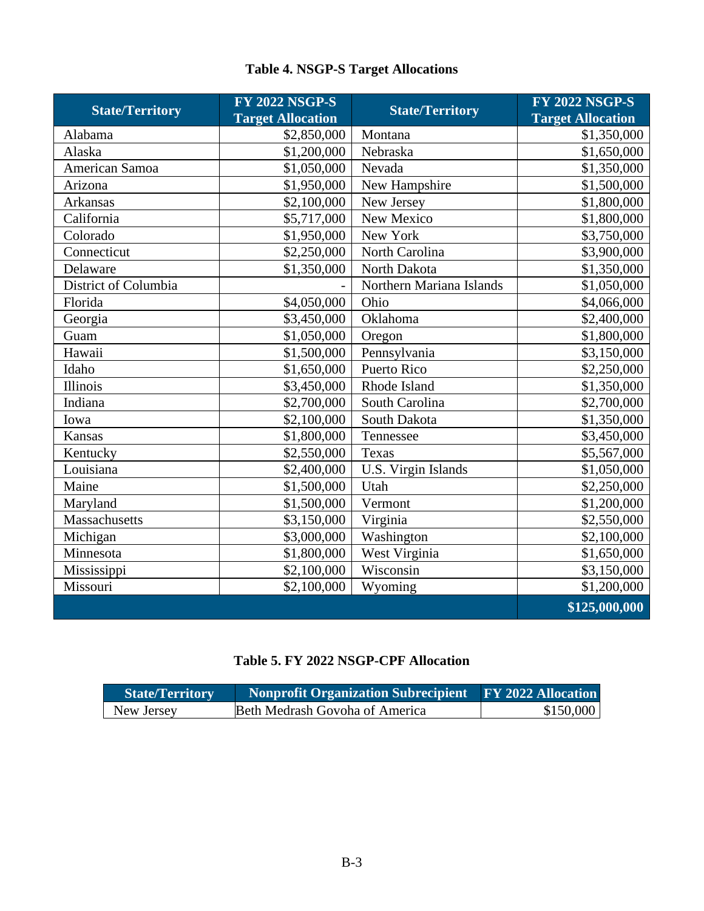**Table 4. NSGP-S Target Allocations**

| State/Territory | FY 2022 NSGP-S Target Allocation | State/Territory | FY 2022 NSGP-S Target Allocation |
|---|---|---|---|
| Alabama | $2,850,000 | Montana | $1,350,000 |
| Alaska | $1,200,000 | Nebraska | $1,650,000 |
| American Samoa | $1,050,000 | Nevada | $1,350,000 |
| Arizona | $1,950,000 | New Hampshire | $1,500,000 |
| Arkansas | $2,100,000 | New Jersey | $1,800,000 |
| California | $5,717,000 | New Mexico | $1,800,000 |
| Colorado | $1,950,000 | New York | $3,750,000 |
| Connecticut | $2,250,000 | North Carolina | $3,900,000 |
| Delaware | $1,350,000 | North Dakota | $1,350,000 |
| District of Columbia | - | Northern Mariana Islands | $1,050,000 |
| Florida | $4,050,000 | Ohio | $4,066,000 |
| Georgia | $3,450,000 | Oklahoma | $2,400,000 |
| Guam | $1,050,000 | Oregon | $1,800,000 |
| Hawaii | $1,500,000 | Pennsylvania | $3,150,000 |
| Idaho | $1,650,000 | Puerto Rico | $2,250,000 |
| Illinois | $3,450,000 | Rhode Island | $1,350,000 |
| Indiana | $2,700,000 | South Carolina | $2,700,000 |
| Iowa | $2,100,000 | South Dakota | $1,350,000 |
| Kansas | $1,800,000 | Tennessee | $3,450,000 |
| Kentucky | $2,550,000 | Texas | $5,567,000 |
| Louisiana | $2,400,000 | U.S. Virgin Islands | $1,050,000 |
| Maine | $1,500,000 | Utah | $2,250,000 |
| Maryland | $1,500,000 | Vermont | $1,200,000 |
| Massachusetts | $3,150,000 | Virginia | $2,550,000 |
| Michigan | $3,000,000 | Washington | $2,100,000 |
| Minnesota | $1,800,000 | West Virginia | $1,650,000 |
| Mississippi | $2,100,000 | Wisconsin | $3,150,000 |
| Missouri | $2,100,000 | Wyoming | $1,200,000 |
| | | | **$125,000,000** |

**Table 5. FY 2022 NSGP-CPF Allocation**

| State/Territory | Nonprofit Organization Subrecipient | FY 2022 Allocation |
|---|---|---|
| New Jersey | Beth Medrash Govoha of America | $150,000 |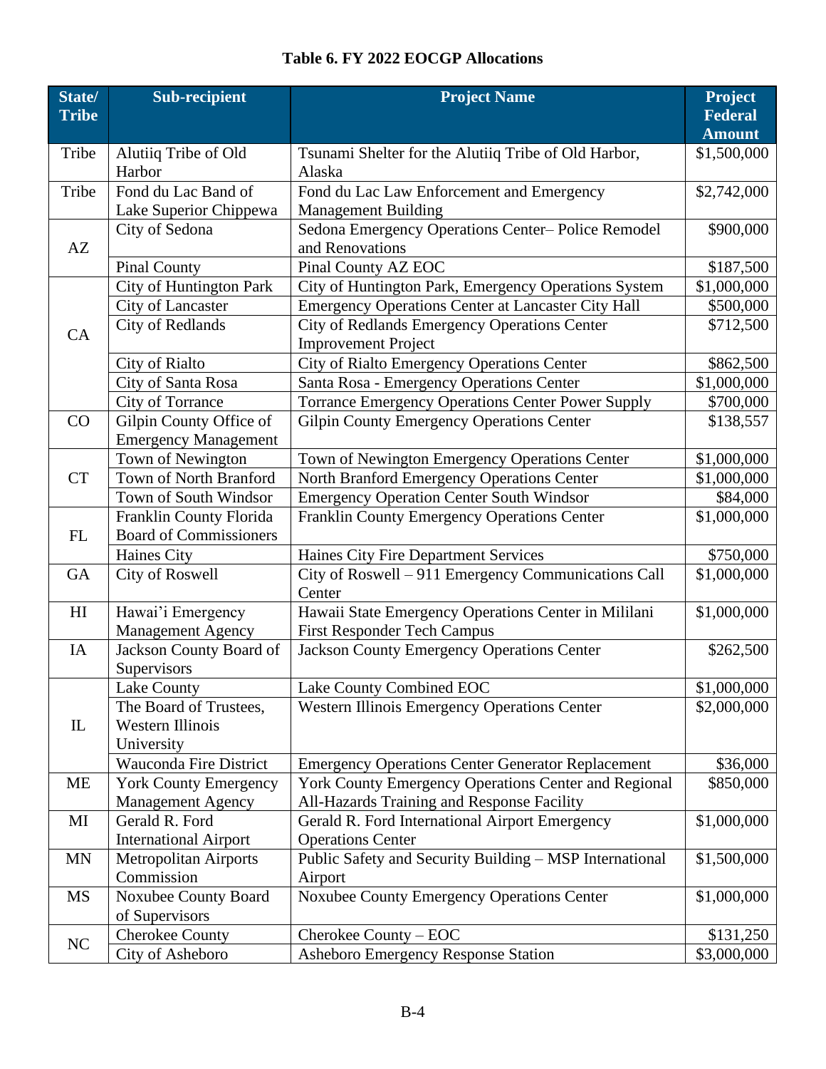**Table 6. FY 2022 EOCGP Allocations**

| State/ Tribe | Sub-recipient | Project Name | Project Federal Amount |
|---|---|---|---|
| Tribe | Alutiiq Tribe of Old Harbor | Tsunami Shelter for the Alutiiq Tribe of Old Harbor, Alaska | $1,500,000 |
| Tribe | Fond du Lac Band of Lake Superior Chippewa | Fond du Lac Law Enforcement and Emergency Management Building | $2,742,000 |
| AZ | City of Sedona | Sedona Emergency Operations Center– Police Remodel and Renovations | $900,000 |
| | Pinal County | Pinal County AZ EOC | $187,500 |
| CA | City of Huntington Park | City of Huntington Park, Emergency Operations System | $1,000,000 |
| | City of Lancaster | Emergency Operations Center at Lancaster City Hall | $500,000 |
| | City of Redlands | City of Redlands Emergency Operations Center Improvement Project | $712,500 |
| | City of Rialto | City of Rialto Emergency Operations Center | $862,500 |
| | City of Santa Rosa | Santa Rosa - Emergency Operations Center | $1,000,000 |
| | City of Torrance | Torrance Emergency Operations Center Power Supply | $700,000 |
| CO | Gilpin County Office of Emergency Management | Gilpin County Emergency Operations Center | $138,557 |
| CT | Town of Newington | Town of Newington Emergency Operations Center | $1,000,000 |
| | Town of North Branford | North Branford Emergency Operations Center | $1,000,000 |
| | Town of South Windsor | Emergency Operation Center South Windsor | $84,000 |
| FL | Franklin County Florida Board of Commissioners | Franklin County Emergency Operations Center | $1,000,000 |
| | Haines City | Haines City Fire Department Services | $750,000 |
| GA | City of Roswell | City of Roswell – 911 Emergency Communications Call Center | $1,000,000 |
| HI | Hawai'i Emergency Management Agency | Hawaii State Emergency Operations Center in Mililani First Responder Tech Campus | $1,000,000 |
| IA | Jackson County Board of Supervisors | Jackson County Emergency Operations Center | $262,500 |
| IL | Lake County | Lake County Combined EOC | $1,000,000 |
| | The Board of Trustees, Western Illinois University | Western Illinois Emergency Operations Center | $2,000,000 |
| | Wauconda Fire District | Emergency Operations Center Generator Replacement | $36,000 |
| ME | York County Emergency Management Agency | York County Emergency Operations Center and Regional All-Hazards Training and Response Facility | $850,000 |
| MI | Gerald R. Ford International Airport | Gerald R. Ford International Airport Emergency Operations Center | $1,000,000 |
| MN | Metropolitan Airports Commission | Public Safety and Security Building – MSP International Airport | $1,500,000 |
| MS | Noxubee County Board of Supervisors | Noxubee County Emergency Operations Center | $1,000,000 |
| NC | Cherokee County | Cherokee County – EOC | $131,250 |
| | City of Asheboro | Asheboro Emergency Response Station | $3,000,000 |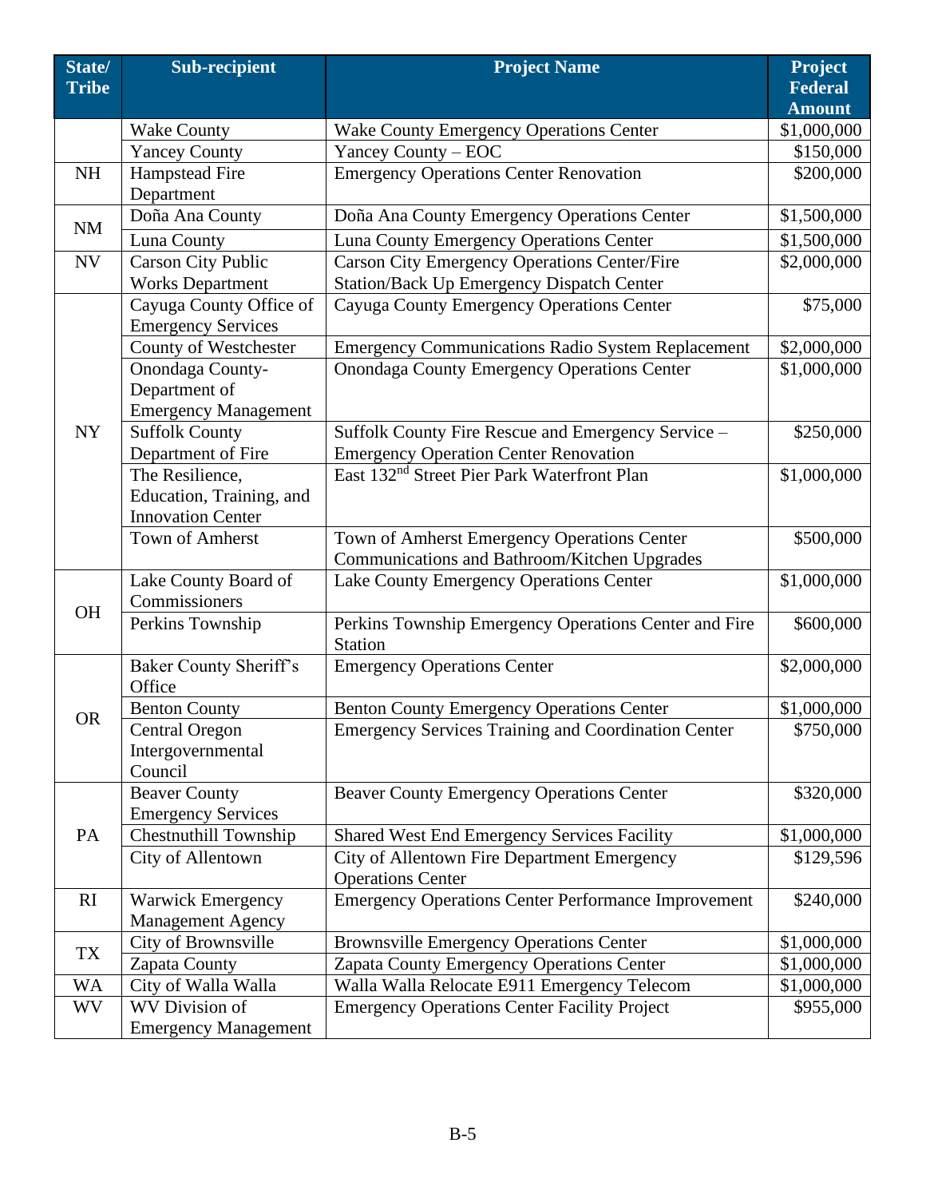| State/ Tribe | Sub-recipient | Project Name | Project Federal Amount |
|---|---|---|---|
| | Wake County | Wake County Emergency Operations Center | $1,000,000 |
| | Yancey County | Yancey County – EOC | $150,000 |
| NH | Hampstead Fire Department | Emergency Operations Center Renovation | $200,000 |
| NM | Doña Ana County | Doña Ana County Emergency Operations Center | $1,500,000 |
| | Luna County | Luna County Emergency Operations Center | $1,500,000 |
| NV | Carson City Public Works Department | Carson City Emergency Operations Center/Fire Station/Back Up Emergency Dispatch Center | $2,000,000 |
| NY | Cayuga County Office of Emergency Services | Cayuga County Emergency Operations Center | $75,000 |
| | County of Westchester | Emergency Communications Radio System Replacement | $2,000,000 |
| | Onondaga County-Department of Emergency Management | Onondaga County Emergency Operations Center | $1,000,000 |
| | Suffolk County Department of Fire | Suffolk County Fire Rescue and Emergency Service – Emergency Operation Center Renovation | $250,000 |
| | The Resilience, Education, Training, and Innovation Center | East 132nd Street Pier Park Waterfront Plan | $1,000,000 |
| | Town of Amherst | Town of Amherst Emergency Operations Center Communications and Bathroom/Kitchen Upgrades | $500,000 |
| OH | Lake County Board of Commissioners | Lake County Emergency Operations Center | $1,000,000 |
| | Perkins Township | Perkins Township Emergency Operations Center and Fire Station | $600,000 |
| OR | Baker County Sheriff's Office | Emergency Operations Center | $2,000,000 |
| | Benton County | Benton County Emergency Operations Center | $1,000,000 |
| | Central Oregon Intergovernmental Council | Emergency Services Training and Coordination Center | $750,000 |
| PA | Beaver County Emergency Services | Beaver County Emergency Operations Center | $320,000 |
| | Chestnuthill Township | Shared West End Emergency Services Facility | $1,000,000 |
| | City of Allentown | City of Allentown Fire Department Emergency Operations Center | $129,596 |
| RI | Warwick Emergency Management Agency | Emergency Operations Center Performance Improvement | $240,000 |
| TX | City of Brownsville | Brownsville Emergency Operations Center | $1,000,000 |
| | Zapata County | Zapata County Emergency Operations Center | $1,000,000 |
| WA | City of Walla Walla | Walla Walla Relocate E911 Emergency Telecom | $1,000,000 |
| WV | WV Division of Emergency Management | Emergency Operations Center Facility Project | $955,000 |